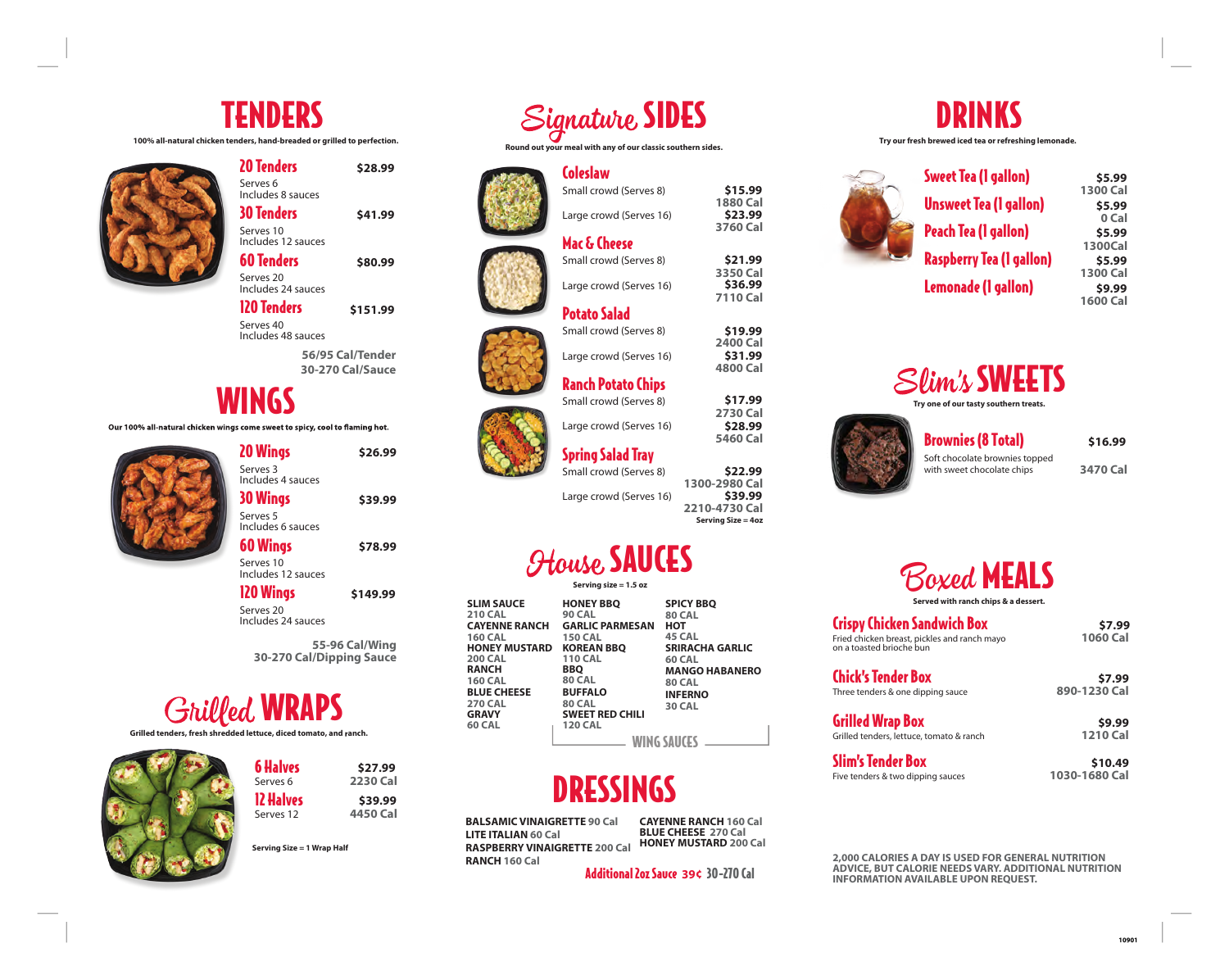# TENDERS

100% all-natural chicken tenders, hand-breaded or grilled to perfection.

| Item | Price |
|---|---|
| **20 Tenders** Serves 6, Includes 8 sauces | $28.99 |
| **30 Tenders** Serves 10, Includes 12 sauces | $41.99 |
| **60 Tenders** Serves 20, Includes 24 sauces | $80.99 |
| **120 Tenders** Serves 40, Includes 48 sauces | $151.99 |

56/95 Cal/Tender
30-270 Cal/Sauce

# WINGS

Our 100% all-natural chicken wings come sweet to spicy, cool to flaming hot.

| Item | Price |
|---|---|
| **20 Wings** Serves 3, Includes 4 sauces | $26.99 |
| **30 Wings** Serves 5, Includes 6 sauces | $39.99 |
| **60 Wings** Serves 10, Includes 12 sauces | $78.99 |
| **120 Wings** Serves 20, Includes 24 sauces | $149.99 |

55-96 Cal/Wing
30-270 Cal/Dipping Sauce

# Grilled WRAPS

Grilled tenders, fresh shredded lettuce, diced tomato, and ranch.

| Item | Price | Calories |
|---|---|---|
| **6 Halves** Serves 6 | $27.99 | 2230 Cal |
| **12 Halves** Serves 12 | $39.99 | 4450 Cal |

Serving Size = 1 Wrap Half

# Signature SIDES

Round out your meal with any of our classic southern sides.

| Item | Size | Price | Calories |
|---|---|---|---|
| **Coleslaw** | Small crowd (Serves 8) | $15.99 | 1880 Cal |
| | Large crowd (Serves 16) | $23.99 | 3760 Cal |
| **Mac & Cheese** | Small crowd (Serves 8) | $21.99 | 3350 Cal |
| | Large crowd (Serves 16) | $36.99 | 7110 Cal |
| **Potato Salad** | Small crowd (Serves 8) | $19.99 | 2400 Cal |
| | Large crowd (Serves 16) | $31.99 | 4800 Cal |
| **Ranch Potato Chips** | Small crowd (Serves 8) | $17.99 | 2730 Cal |
| | Large crowd (Serves 16) | $28.99 | 5460 Cal |
| **Spring Salad Tray** | Small crowd (Serves 8) | $22.99 | 1300-2980 Cal |
| | Large crowd (Serves 16) | $39.99 | 2210-4730 Cal |

Serving Size = 4oz

# House SAUCES

Serving size = 1.5 oz

- **SLIM SAUCE** 210 CAL
- **CAYENNE RANCH** 160 CAL
- **HONEY MUSTARD** 200 CAL
- **RANCH** 160 CAL
- **BLUE CHEESE** 270 CAL
- **GRAVY** 60 CAL

**WING SAUCES**

- **HONEY BBQ** 90 CAL
- **GARLIC PARMESAN** 150 CAL
- **KOREAN BBQ** 110 CAL
- **BBQ** 80 CAL
- **BUFFALO** 80 CAL
- **SWEET RED CHILI** 120 CAL
- **SPICY BBQ** 80 CAL
- **HOT** 45 CAL
- **SRIRACHA GARLIC** 60 CAL
- **MANGO HABANERO** 80 CAL
- **INFERNO** 30 CAL

# DRESSINGS

- **BALSAMIC VINAIGRETTE** 90 Cal
- **LITE ITALIAN** 60 Cal
- **RASPBERRY VINAIGRETTE** 200 Cal
- **RANCH** 160 Cal
- **CAYENNE RANCH** 160 Cal
- **BLUE CHEESE** 270 Cal
- **HONEY MUSTARD** 200 Cal

**Additional 2oz Sauce 39¢ 30-270 Cal**

# DRINKS

Try our fresh brewed iced tea or refreshing lemonade.

| Item | Price | Calories |
|---|---|---|
| **Sweet Tea (1 gallon)** | $5.99 | 1300 Cal |
| **Unsweet Tea (1 gallon)** | $5.99 | 0 Cal |
| **Peach Tea (1 gallon)** | $5.99 | 1300Cal |
| **Raspberry Tea (1 gallon)** | $5.99 | 1300 Cal |
| **Lemonade (1 gallon)** | $9.99 | 1600 Cal |

# Slim's SWEETS

Try one of our tasty southern treats.

| Item | Price | Calories |
|---|---|---|
| **Brownies (8 Total)** Soft chocolate brownies topped with sweet chocolate chips | $16.99 | 3470 Cal |

# Boxed MEALS

Served with ranch chips & a dessert.

| Item | Price | Calories |
|---|---|---|
| **Crispy Chicken Sandwich Box** Fried chicken breast, pickles and ranch mayo on a toasted brioche bun | $7.99 | 1060 Cal |
| **Chick's Tender Box** Three tenders & one dipping sauce | $7.99 | 890-1230 Cal |
| **Grilled Wrap Box** Grilled tenders, lettuce, tomato & ranch | $9.99 | 1210 Cal |
| **Slim's Tender Box** Five tenders & two dipping sauces | $10.49 | 1030-1680 Cal |

2,000 CALORIES A DAY IS USED FOR GENERAL NUTRITION ADVICE, BUT CALORIE NEEDS VARY. ADDITIONAL NUTRITION INFORMATION AVAILABLE UPON REQUEST.

10901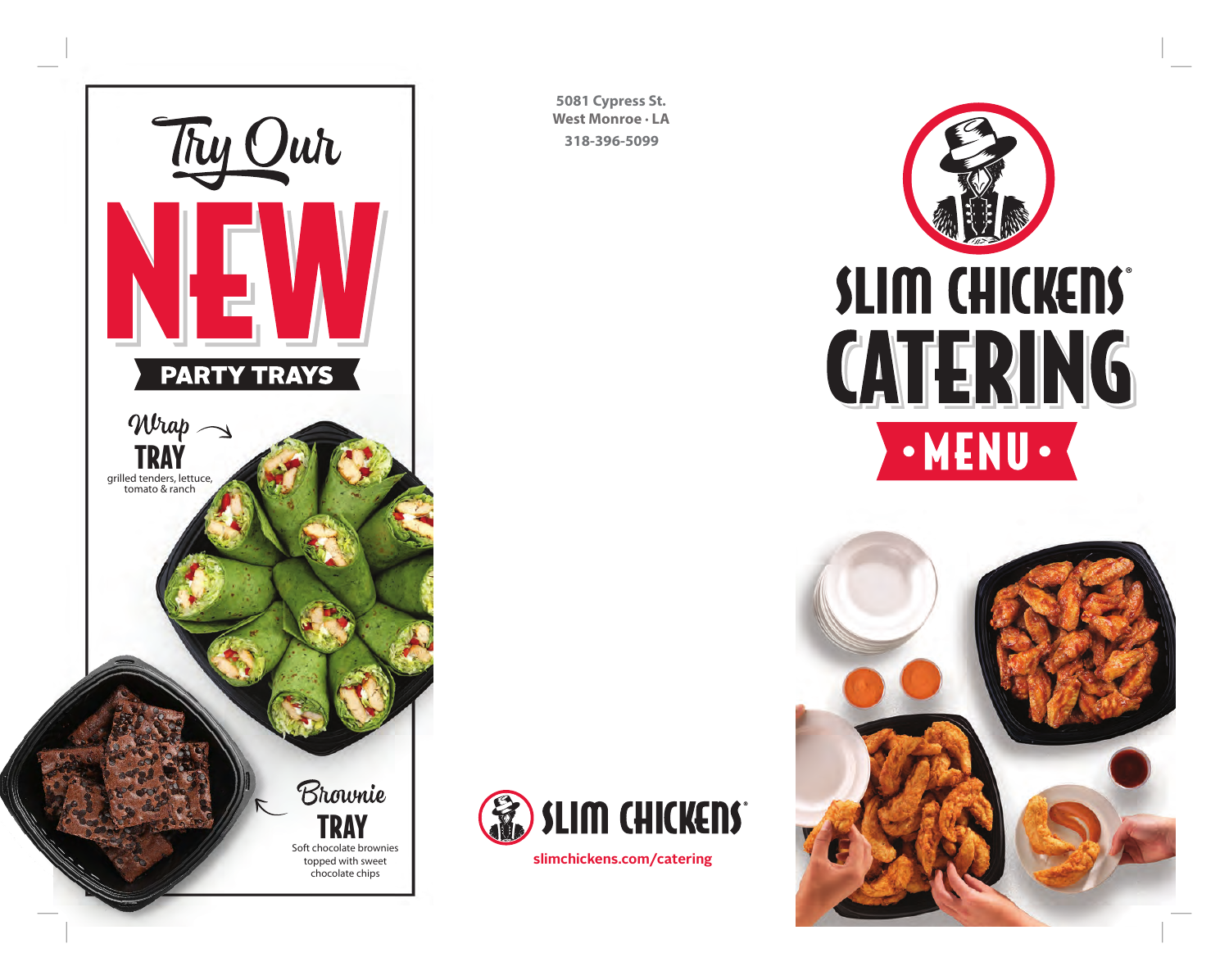# Try Our NEW

## PARTY TRAYS

### Wrap TRAY

grilled tenders, lettuce, tomato & ranch

### Brownie TRAY

Soft chocolate brownies topped with sweet chocolate chips

**5081 Cypress St.**
**West Monroe · LA**
**318-396-5099**

SLIM CHICKENS

slimchickens.com/catering

# SLIM CHICKENS® CATERING

## • MENU •